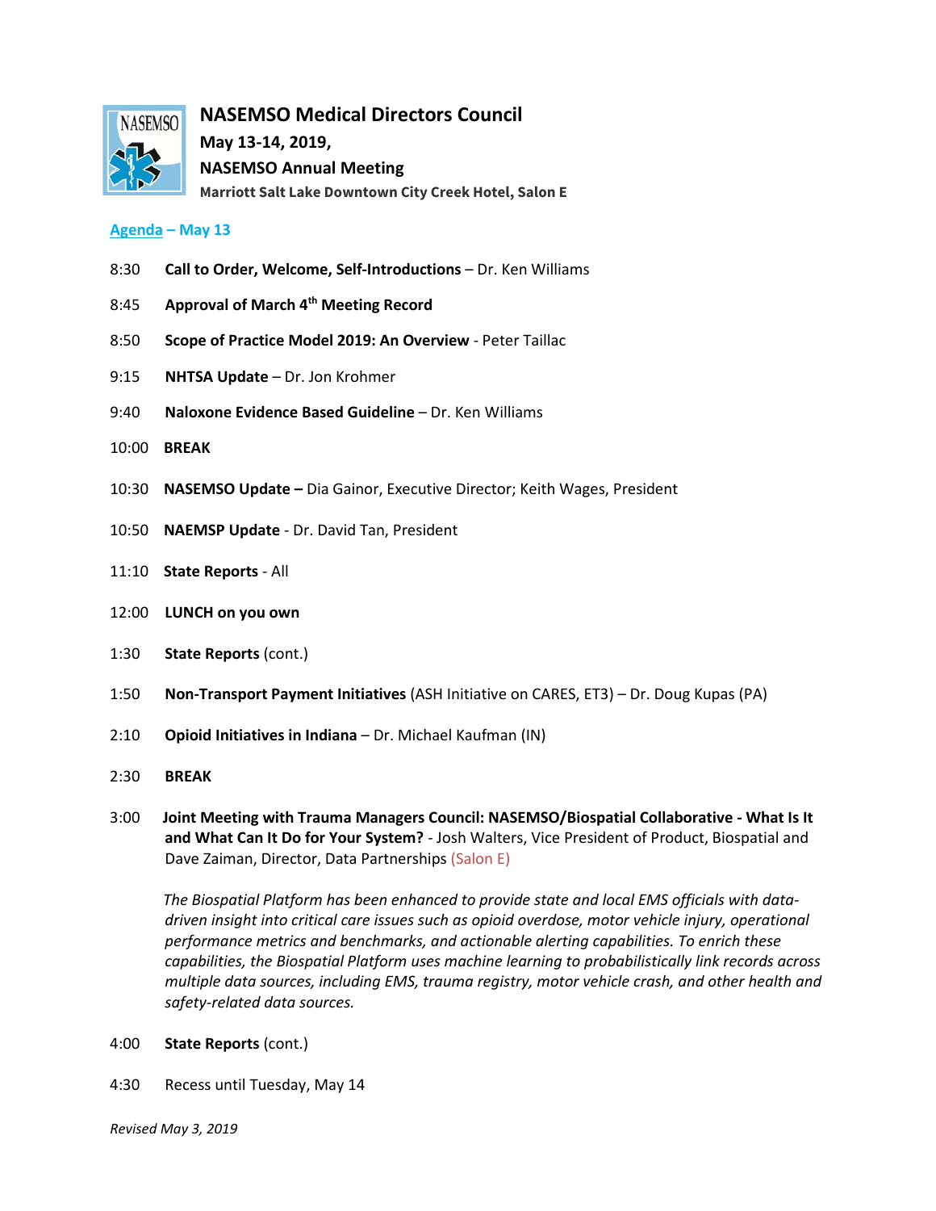# NASEMSO Medical Directors Council

**May 13-14, 2019,**

**NASEMSO Annual Meeting**

**Marriott Salt Lake Downtown City Creek Hotel, Salon E**

## Agenda – May 13

8:30 **Call to Order, Welcome, Self-Introductions** – Dr. Ken Williams

8:45 **Approval of March 4th Meeting Record**

8:50 **Scope of Practice Model 2019: An Overview** - Peter Taillac

9:15 **NHTSA Update** – Dr. Jon Krohmer

9:40 **Naloxone Evidence Based Guideline** – Dr. Ken Williams

10:00 **BREAK**

10:30 **NASEMSO Update –** Dia Gainor, Executive Director; Keith Wages, President

10:50 **NAEMSP Update** - Dr. David Tan, President

11:10 **State Reports** - All

12:00 **LUNCH on you own**

1:30 **State Reports** (cont.)

1:50 **Non-Transport Payment Initiatives** (ASH Initiative on CARES, ET3) – Dr. Doug Kupas (PA)

2:10 **Opioid Initiatives in Indiana** – Dr. Michael Kaufman (IN)

2:30 **BREAK**

3:00 **Joint Meeting with Trauma Managers Council: NASEMSO/Biospatial Collaborative - What Is It and What Can It Do for Your System?** - Josh Walters, Vice President of Product, Biospatial and Dave Zaiman, Director, Data Partnerships (Salon E)

*The Biospatial Platform has been enhanced to provide state and local EMS officials with data-driven insight into critical care issues such as opioid overdose, motor vehicle injury, operational performance metrics and benchmarks, and actionable alerting capabilities. To enrich these capabilities, the Biospatial Platform uses machine learning to probabilistically link records across multiple data sources, including EMS, trauma registry, motor vehicle crash, and other health and safety-related data sources.*

4:00 **State Reports** (cont.)

4:30 Recess until Tuesday, May 14

*Revised May 3, 2019*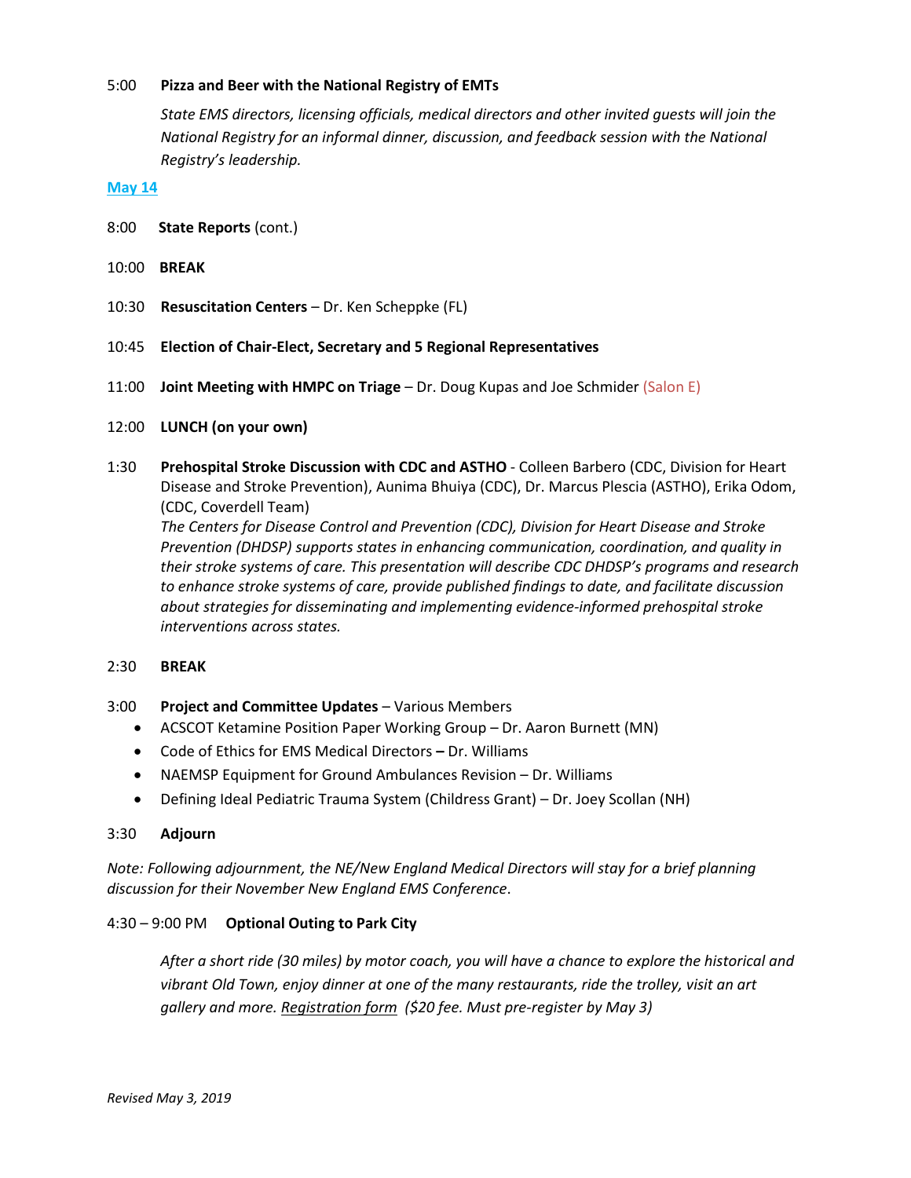5:00 **Pizza and Beer with the National Registry of EMTs**

*State EMS directors, licensing officials, medical directors and other invited guests will join the National Registry for an informal dinner, discussion, and feedback session with the National Registry's leadership.*

## May 14

8:00 **State Reports** (cont.)

10:00 **BREAK**

10:30 **Resuscitation Centers** – Dr. Ken Scheppke (FL)

10:45 **Election of Chair-Elect, Secretary and 5 Regional Representatives**

11:00 **Joint Meeting with HMPC on Triage** – Dr. Doug Kupas and Joe Schmider (Salon E)

12:00 **LUNCH (on your own)**

1:30 **Prehospital Stroke Discussion with CDC and ASTHO** - Colleen Barbero (CDC, Division for Heart Disease and Stroke Prevention), Aunima Bhuiya (CDC), Dr. Marcus Plescia (ASTHO), Erika Odom, (CDC, Coverdell Team)

*The Centers for Disease Control and Prevention (CDC), Division for Heart Disease and Stroke Prevention (DHDSP) supports states in enhancing communication, coordination, and quality in their stroke systems of care. This presentation will describe CDC DHDSP's programs and research to enhance stroke systems of care, provide published findings to date, and facilitate discussion about strategies for disseminating and implementing evidence-informed prehospital stroke interventions across states.*

2:30 **BREAK**

3:00 **Project and Committee Updates** – Various Members

- ACSCOT Ketamine Position Paper Working Group – Dr. Aaron Burnett (MN)
- Code of Ethics for EMS Medical Directors **–** Dr. Williams
- NAEMSP Equipment for Ground Ambulances Revision – Dr. Williams
- Defining Ideal Pediatric Trauma System (Childress Grant) – Dr. Joey Scollan (NH)

3:30 **Adjourn**

*Note: Following adjournment, the NE/New England Medical Directors will stay for a brief planning discussion for their November New England EMS Conference*.

4:30 – 9:00 PM **Optional Outing to Park City**

*After a short ride (30 miles) by motor coach, you will have a chance to explore the historical and vibrant Old Town, enjoy dinner at one of the many restaurants, ride the trolley, visit an art gallery and more. Registration form (\$20 fee. Must pre-register by May 3)*

*Revised May 3, 2019*